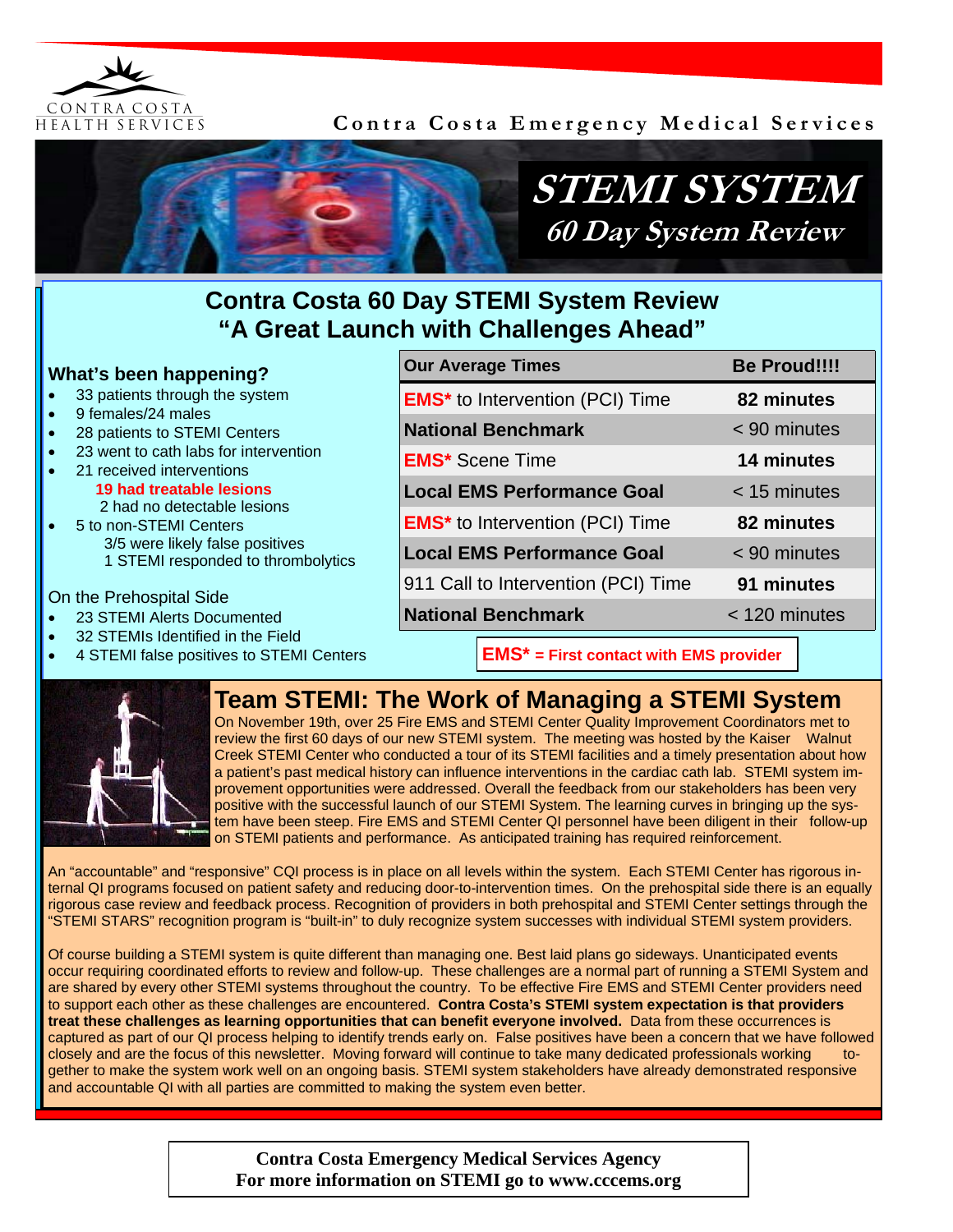CONTRA COSTA
HEALTH SERVICES

Contra Costa Emergency Medical Services

# STEMI SYSTEM

## *60 Day System Review*

## Contra Costa 60 Day STEMI System Review
## "A Great Launch with Challenges Ahead"

### What's been happening?

- 33 patients through the system
- 9 females/24 males
- 28 patients to STEMI Centers
- 23 went to cath labs for intervention
- 21 received interventions
  - **19 had treatable lesions**
  - 2 had no detectable lesions
- 5 to non-STEMI Centers
  - 3/5 were likely false positives
  - 1 STEMI responded to thrombolytics

On the Prehospital Side

- 23 STEMI Alerts Documented
- 32 STEMIs Identified in the Field
- 4 STEMI false positives to STEMI Centers

| Our Average Times | Be Proud!!!! |
|---|---|
| **EMS*** to Intervention (PCI) Time | **82 minutes** |
| **National Benchmark** | < 90 minutes |
| **EMS*** Scene Time | **14 minutes** |
| **Local EMS Performance Goal** | < 15 minutes |
| **EMS*** to Intervention (PCI) Time | **82 minutes** |
| **Local EMS Performance Goal** | < 90 minutes |
| 911 Call to Intervention (PCI) Time | **91 minutes** |
| **National Benchmark** | < 120 minutes |

**EMS* = First contact with EMS provider**

## Team STEMI: The Work of Managing a STEMI System

On November 19th, over 25 Fire EMS and STEMI Center Quality Improvement Coordinators met to review the first 60 days of our new STEMI system. The meeting was hosted by the Kaiser Walnut Creek STEMI Center who conducted a tour of its STEMI facilities and a timely presentation about how a patient's past medical history can influence interventions in the cardiac cath lab. STEMI system improvement opportunities were addressed. Overall the feedback from our stakeholders has been very positive with the successful launch of our STEMI System. The learning curves in bringing up the system have been steep. Fire EMS and STEMI Center QI personnel have been diligent in their follow-up on STEMI patients and performance. As anticipated training has required reinforcement.

An "accountable" and "responsive" CQI process is in place on all levels within the system. Each STEMI Center has rigorous internal QI programs focused on patient safety and reducing door-to-intervention times. On the prehospital side there is an equally rigorous case review and feedback process. Recognition of providers in both prehospital and STEMI Center settings through the "STEMI STARS" recognition program is "built-in" to duly recognize system successes with individual STEMI system providers.

Of course building a STEMI system is quite different than managing one. Best laid plans go sideways. Unanticipated events occur requiring coordinated efforts to review and follow-up. These challenges are a normal part of running a STEMI System and are shared by every other STEMI systems throughout the country. To be effective Fire EMS and STEMI Center providers need to support each other as these challenges are encountered. **Contra Costa's STEMI system expectation is that providers treat these challenges as learning opportunities that can benefit everyone involved.** Data from these occurrences is captured as part of our QI process helping to identify trends early on. False positives have been a concern that we have followed closely and are the focus of this newsletter. Moving forward will continue to take many dedicated professionals working together to make the system work well on an ongoing basis. STEMI system stakeholders have already demonstrated responsive and accountable QI with all parties are committed to making the system even better.

**Contra Costa Emergency Medical Services Agency**
**For more information on STEMI go to www.cccems.org**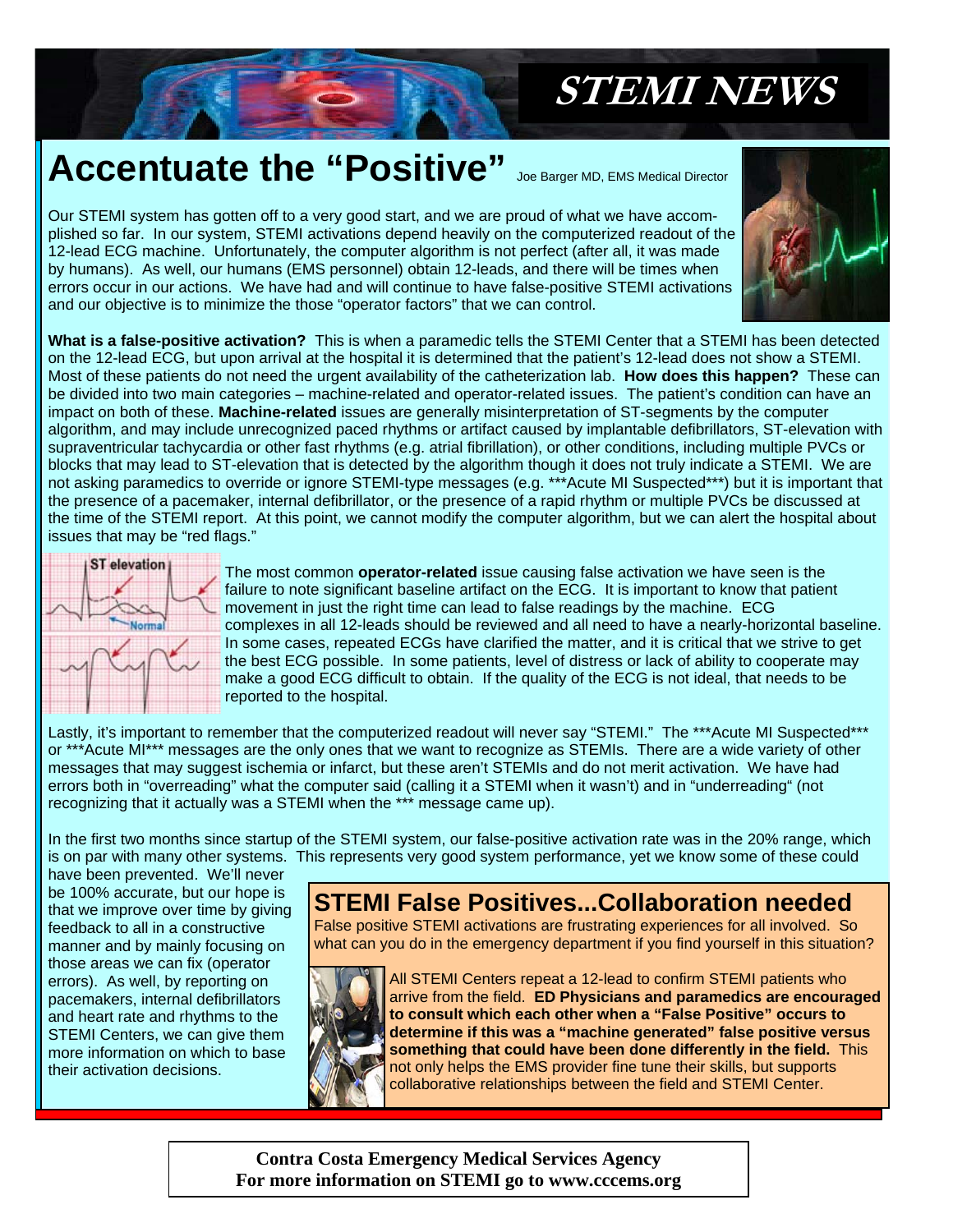# STEMI NEWS

## Accentuate the "Positive"

Joe Barger MD, EMS Medical Director

Our STEMI system has gotten off to a very good start, and we are proud of what we have accomplished so far. In our system, STEMI activations depend heavily on the computerized readout of the 12-lead ECG machine. Unfortunately, the computer algorithm is not perfect (after all, it was made by humans). As well, our humans (EMS personnel) obtain 12-leads, and there will be times when errors occur in our actions. We have had and will continue to have false-positive STEMI activations and our objective is to minimize the those "operator factors" that we can control.

**What is a false-positive activation?** This is when a paramedic tells the STEMI Center that a STEMI has been detected on the 12-lead ECG, but upon arrival at the hospital it is determined that the patient's 12-lead does not show a STEMI. Most of these patients do not need the urgent availability of the catheterization lab. **How does this happen?** These can be divided into two main categories – machine-related and operator-related issues. The patient's condition can have an impact on both of these. **Machine-related** issues are generally misinterpretation of ST-segments by the computer algorithm, and may include unrecognized paced rhythms or artifact caused by implantable defibrillators, ST-elevation with supraventricular tachycardia or other fast rhythms (e.g. atrial fibrillation), or other conditions, including multiple PVCs or blocks that may lead to ST-elevation that is detected by the algorithm though it does not truly indicate a STEMI. We are not asking paramedics to override or ignore STEMI-type messages (e.g. ***Acute MI Suspected***) but it is important that the presence of a pacemaker, internal defibrillator, or the presence of a rapid rhythm or multiple PVCs be discussed at the time of the STEMI report. At this point, we cannot modify the computer algorithm, but we can alert the hospital about issues that may be "red flags."

ST elevation

Normal

The most common **operator-related** issue causing false activation we have seen is the failure to note significant baseline artifact on the ECG. It is important to know that patient movement in just the right time can lead to false readings by the machine. ECG complexes in all 12-leads should be reviewed and all need to have a nearly-horizontal baseline. In some cases, repeated ECGs have clarified the matter, and it is critical that we strive to get the best ECG possible. In some patients, level of distress or lack of ability to cooperate may make a good ECG difficult to obtain. If the quality of the ECG is not ideal, that needs to be reported to the hospital.

Lastly, it's important to remember that the computerized readout will never say "STEMI." The ***Acute MI Suspected*** or ***Acute MI*** messages are the only ones that we want to recognize as STEMIs. There are a wide variety of other messages that may suggest ischemia or infarct, but these aren't STEMIs and do not merit activation. We have had errors both in "overreading" what the computer said (calling it a STEMI when it wasn't) and in "underreading" (not recognizing that it actually was a STEMI when the *** message came up).

In the first two months since startup of the STEMI system, our false-positive activation rate was in the 20% range, which is on par with many other systems. This represents very good system performance, yet we know some of these could have been prevented. We'll never be 100% accurate, but our hope is that we improve over time by giving feedback to all in a constructive manner and by mainly focusing on those areas we can fix (operator errors). As well, by reporting on pacemakers, internal defibrillators and heart rate and rhythms to the STEMI Centers, we can give them more information on which to base their activation decisions.

## STEMI False Positives...Collaboration needed

False positive STEMI activations are frustrating experiences for all involved. So what can you do in the emergency department if you find yourself in this situation?

All STEMI Centers repeat a 12-lead to confirm STEMI patients who arrive from the field. **ED Physicians and paramedics are encouraged to consult which each other when a "False Positive" occurs to determine if this was a "machine generated" false positive versus something that could have been done differently in the field.** This not only helps the EMS provider fine tune their skills, but supports collaborative relationships between the field and STEMI Center.

**Contra Costa Emergency Medical Services Agency**
**For more information on STEMI go to www.cccems.org**